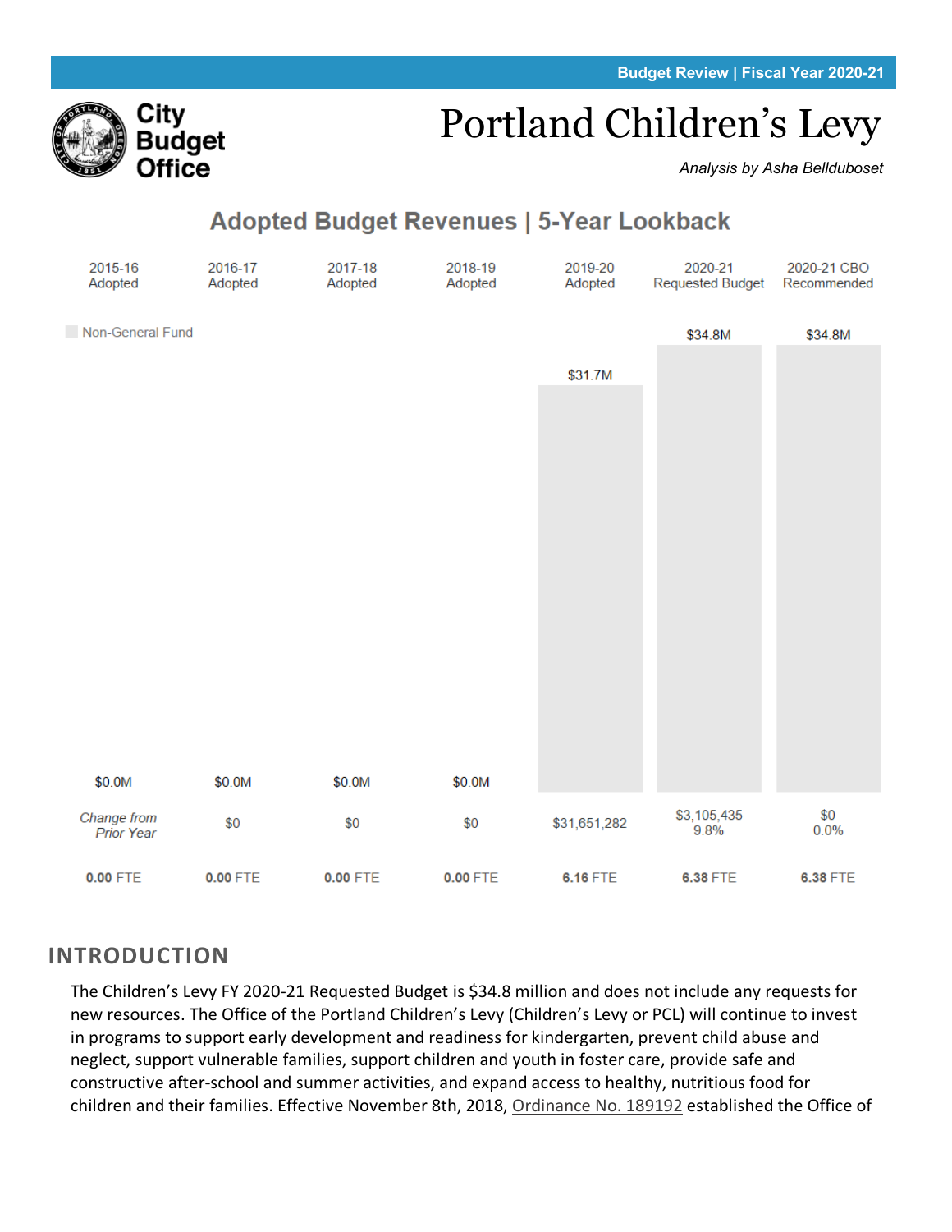Budget Review | Fiscal Year 2020-21

City Budget Office

# Portland Children's Levy

*Analysis by Asha Bellduboset*

## Adopted Budget Revenues | 5-Year Lookback

| | 2015-16 Adopted | 2016-17 Adopted | 2017-18 Adopted | 2018-19 Adopted | 2019-20 Adopted | 2020-21 Requested Budget | 2020-21 CBO Recommended |
|---|---|---|---|---|---|---|---|
| Non-General Fund | $0.0M | $0.0M | $0.0M | $0.0M | $31.7M | $34.8M | $34.8M |
| *Change from Prior Year* | | $0 | $0 | $0 | $31,651,282 | $3,105,435 9.8% | $0 0.0% |
| | **0.00** FTE | **0.00** FTE | **0.00** FTE | **0.00** FTE | **6.16** FTE | **6.38** FTE | **6.38** FTE |

## INTRODUCTION

The Children's Levy FY 2020-21 Requested Budget is $34.8 million and does not include any requests for new resources. The Office of the Portland Children's Levy (Children's Levy or PCL) will continue to invest in programs to support early development and readiness for kindergarten, prevent child abuse and neglect, support vulnerable families, support children and youth in foster care, provide safe and constructive after-school and summer activities, and expand access to healthy, nutritious food for children and their families. Effective November 8th, 2018, Ordinance No. 189192 established the Office of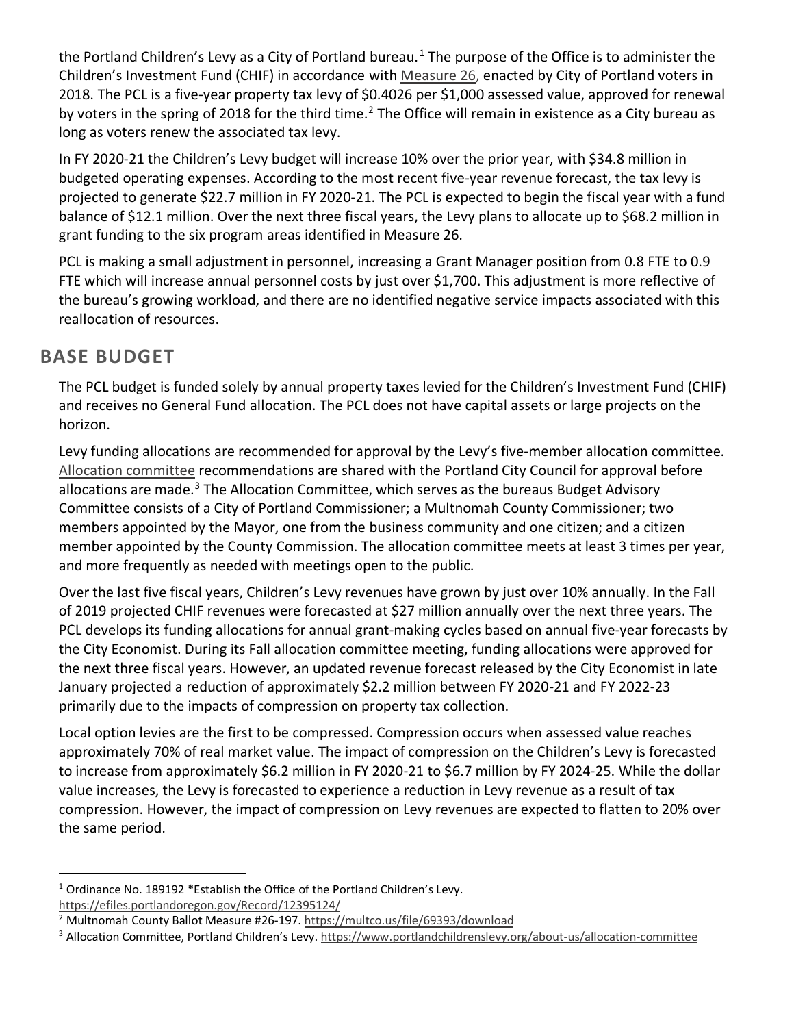the Portland Children's Levy as a City of Portland bureau.[1] The purpose of the Office is to administer the Children's Investment Fund (CHIF) in accordance with Measure 26, enacted by City of Portland voters in 2018. The PCL is a five-year property tax levy of $0.4026 per $1,000 assessed value, approved for renewal by voters in the spring of 2018 for the third time.[2] The Office will remain in existence as a City bureau as long as voters renew the associated tax levy.

In FY 2020-21 the Children's Levy budget will increase 10% over the prior year, with $34.8 million in budgeted operating expenses. According to the most recent five-year revenue forecast, the tax levy is projected to generate $22.7 million in FY 2020-21. The PCL is expected to begin the fiscal year with a fund balance of $12.1 million. Over the next three fiscal years, the Levy plans to allocate up to $68.2 million in grant funding to the six program areas identified in Measure 26.

PCL is making a small adjustment in personnel, increasing a Grant Manager position from 0.8 FTE to 0.9 FTE which will increase annual personnel costs by just over $1,700. This adjustment is more reflective of the bureau's growing workload, and there are no identified negative service impacts associated with this reallocation of resources.

## BASE BUDGET

The PCL budget is funded solely by annual property taxes levied for the Children's Investment Fund (CHIF) and receives no General Fund allocation. The PCL does not have capital assets or large projects on the horizon.

Levy funding allocations are recommended for approval by the Levy's five-member allocation committee. Allocation committee recommendations are shared with the Portland City Council for approval before allocations are made.[3] The Allocation Committee, which serves as the bureaus Budget Advisory Committee consists of a City of Portland Commissioner; a Multnomah County Commissioner; two members appointed by the Mayor, one from the business community and one citizen; and a citizen member appointed by the County Commission. The allocation committee meets at least 3 times per year, and more frequently as needed with meetings open to the public.

Over the last five fiscal years, Children's Levy revenues have grown by just over 10% annually. In the Fall of 2019 projected CHIF revenues were forecasted at $27 million annually over the next three years. The PCL develops its funding allocations for annual grant-making cycles based on annual five-year forecasts by the City Economist. During its Fall allocation committee meeting, funding allocations were approved for the next three fiscal years. However, an updated revenue forecast released by the City Economist in late January projected a reduction of approximately $2.2 million between FY 2020-21 and FY 2022-23 primarily due to the impacts of compression on property tax collection.

Local option levies are the first to be compressed. Compression occurs when assessed value reaches approximately 70% of real market value. The impact of compression on the Children's Levy is forecasted to increase from approximately $6.2 million in FY 2020-21 to $6.7 million by FY 2024-25. While the dollar value increases, the Levy is forecasted to experience a reduction in Levy revenue as a result of tax compression. However, the impact of compression on Levy revenues are expected to flatten to 20% over the same period.

---

[1] Ordinance No. 189192 *Establish the Office of the Portland Children's Levy. https://efiles.portlandoregon.gov/Record/12395124/

[2] Multnomah County Ballot Measure #26-197. https://multco.us/file/69393/download

[3] Allocation Committee, Portland Children's Levy. https://www.portlandchildrenslevy.org/about-us/allocation-committee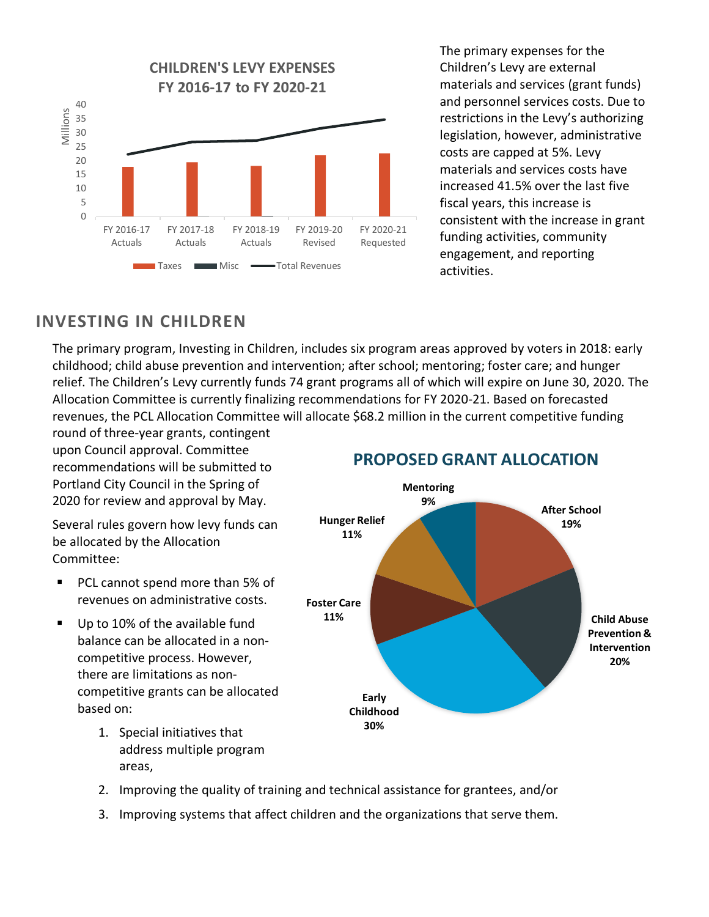**CHILDREN'S LEVY EXPENSES FY 2016-17 to FY 2020-21**

The primary expenses for the Children's Levy are external materials and services (grant funds) and personnel services costs. Due to restrictions in the Levy's authorizing legislation, however, administrative costs are capped at 5%. Levy materials and services costs have increased 41.5% over the last five fiscal years, this increase is consistent with the increase in grant funding activities, community engagement, and reporting activities.

## INVESTING IN CHILDREN

The primary program, Investing in Children, includes six program areas approved by voters in 2018: early childhood; child abuse prevention and intervention; after school; mentoring; foster care; and hunger relief. The Children's Levy currently funds 74 grant programs all of which will expire on June 30, 2020. The Allocation Committee is currently finalizing recommendations for FY 2020-21. Based on forecasted revenues, the PCL Allocation Committee will allocate $68.2 million in the current competitive funding round of three-year grants, contingent upon Council approval. Committee recommendations will be submitted to Portland City Council in the Spring of 2020 for review and approval by May.

**PROPOSED GRANT ALLOCATION**

Several rules govern how levy funds can be allocated by the Allocation Committee:

- PCL cannot spend more than 5% of revenues on administrative costs.
- Up to 10% of the available fund balance can be allocated in a non-competitive process. However, there are limitations as non-competitive grants can be allocated based on:
  1. Special initiatives that address multiple program areas,
  2. Improving the quality of training and technical assistance for grantees, and/or
  3. Improving systems that affect children and the organizations that serve them.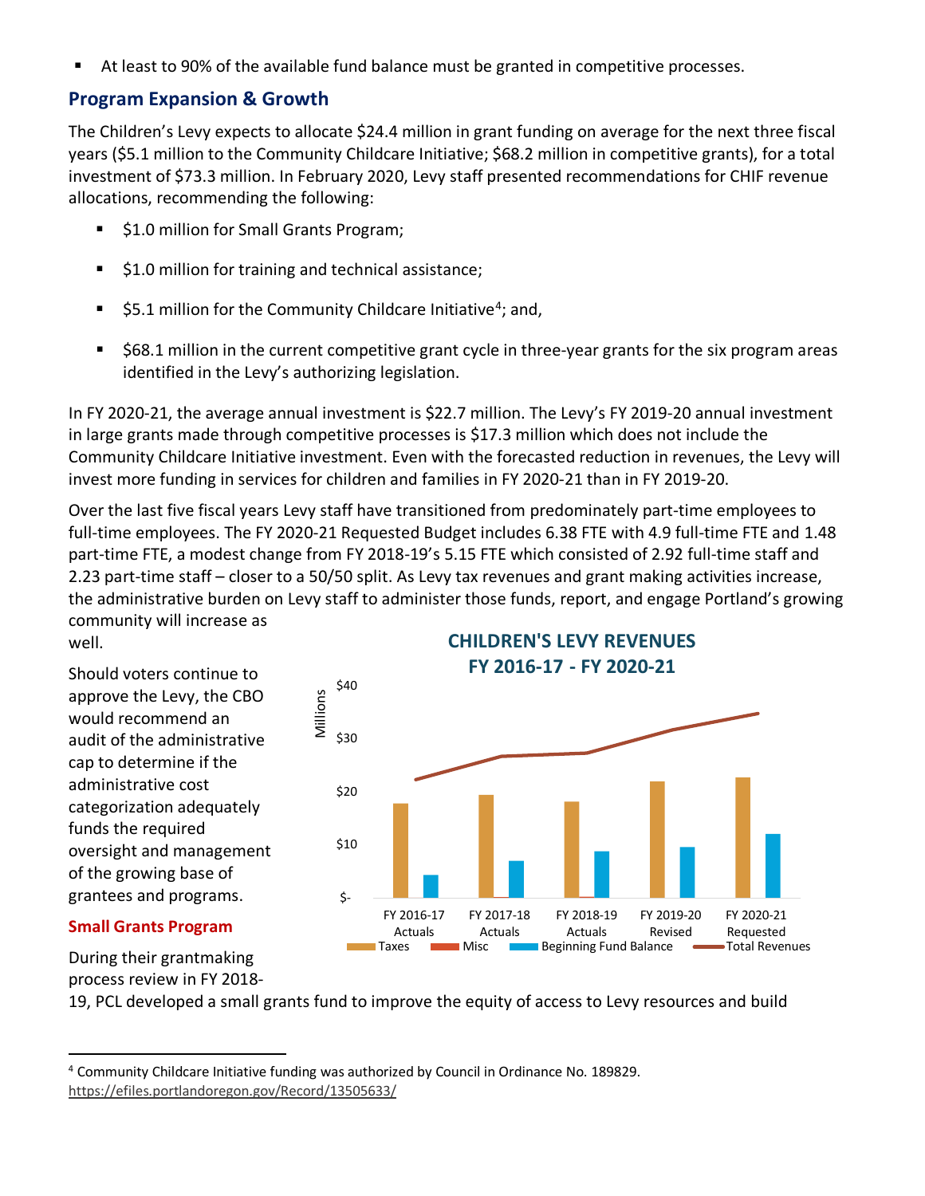- At least to 90% of the available fund balance must be granted in competitive processes.

## Program Expansion & Growth

The Children's Levy expects to allocate $24.4 million in grant funding on average for the next three fiscal years ($5.1 million to the Community Childcare Initiative; $68.2 million in competitive grants), for a total investment of $73.3 million. In February 2020, Levy staff presented recommendations for CHIF revenue allocations, recommending the following:

- $1.0 million for Small Grants Program;
- $1.0 million for training and technical assistance;
- $5.1 million for the Community Childcare Initiative[4]; and,
- $68.1 million in the current competitive grant cycle in three-year grants for the six program areas identified in the Levy's authorizing legislation.

In FY 2020-21, the average annual investment is $22.7 million. The Levy's FY 2019-20 annual investment in large grants made through competitive processes is $17.3 million which does not include the Community Childcare Initiative investment. Even with the forecasted reduction in revenues, the Levy will invest more funding in services for children and families in FY 2020-21 than in FY 2019-20.

Over the last five fiscal years Levy staff have transitioned from predominately part-time employees to full-time employees. The FY 2020-21 Requested Budget includes 6.38 FTE with 4.9 full-time FTE and 1.48 part-time FTE, a modest change from FY 2018-19's 5.15 FTE which consisted of 2.92 full-time staff and 2.23 part-time staff – closer to a 50/50 split. As Levy tax revenues and grant making activities increase, the administrative burden on Levy staff to administer those funds, report, and engage Portland's growing community will increase as well.

Should voters continue to approve the Levy, the CBO would recommend an audit of the administrative cap to determine if the administrative cost categorization adequately funds the required oversight and management of the growing base of grantees and programs.

**CHILDREN'S LEVY REVENUES FY 2016-17 - FY 2020-21**

(Chart: Millions, $- to $40; categories FY 2016-17 Actuals, FY 2017-18 Actuals, FY 2018-19 Actuals, FY 2019-20 Revised, FY 2020-21 Requested; series: Taxes, Misc, Beginning Fund Balance, Total Revenues)

### Small Grants Program

During their grantmaking process review in FY 2018-19, PCL developed a small grants fund to improve the equity of access to Levy resources and build

---

[4] Community Childcare Initiative funding was authorized by Council in Ordinance No. 189829. https://efiles.portlandoregon.gov/Record/13505633/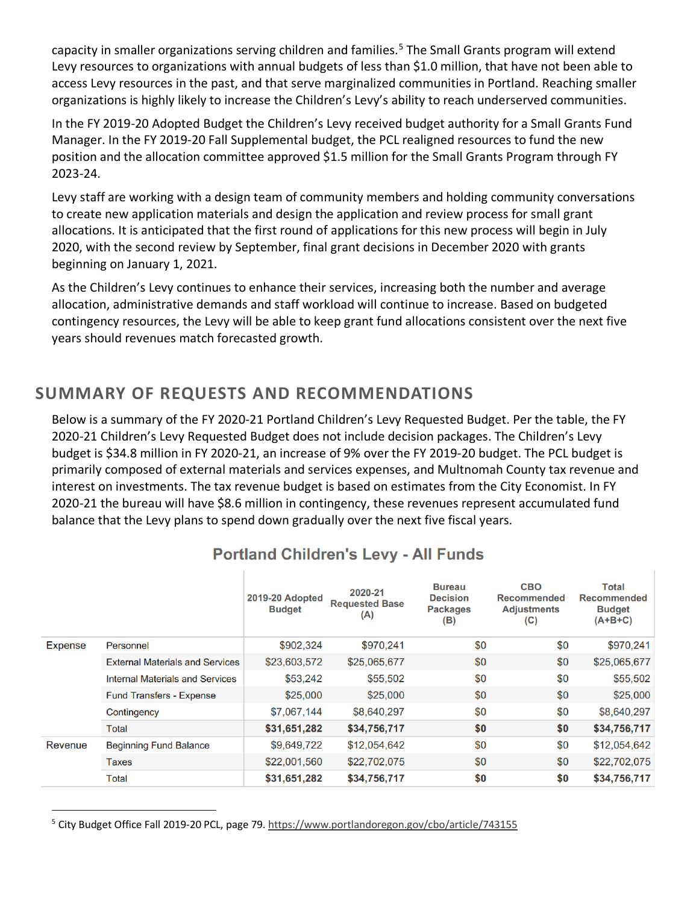capacity in smaller organizations serving children and families.[5] The Small Grants program will extend Levy resources to organizations with annual budgets of less than $1.0 million, that have not been able to access Levy resources in the past, and that serve marginalized communities in Portland. Reaching smaller organizations is highly likely to increase the Children's Levy's ability to reach underserved communities.

In the FY 2019-20 Adopted Budget the Children's Levy received budget authority for a Small Grants Fund Manager. In the FY 2019-20 Fall Supplemental budget, the PCL realigned resources to fund the new position and the allocation committee approved $1.5 million for the Small Grants Program through FY 2023-24.

Levy staff are working with a design team of community members and holding community conversations to create new application materials and design the application and review process for small grant allocations. It is anticipated that the first round of applications for this new process will begin in July 2020, with the second review by September, final grant decisions in December 2020 with grants beginning on January 1, 2021.

As the Children's Levy continues to enhance their services, increasing both the number and average allocation, administrative demands and staff workload will continue to increase. Based on budgeted contingency resources, the Levy will be able to keep grant fund allocations consistent over the next five years should revenues match forecasted growth.

## SUMMARY OF REQUESTS AND RECOMMENDATIONS

Below is a summary of the FY 2020-21 Portland Children's Levy Requested Budget. Per the table, the FY 2020-21 Children's Levy Requested Budget does not include decision packages. The Children's Levy budget is $34.8 million in FY 2020-21, an increase of 9% over the FY 2019-20 budget. The PCL budget is primarily composed of external materials and services expenses, and Multnomah County tax revenue and interest on investments. The tax revenue budget is based on estimates from the City Economist. In FY 2020-21 the bureau will have $8.6 million in contingency, these revenues represent accumulated fund balance that the Levy plans to spend down gradually over the next five fiscal years.

### Portland Children's Levy - All Funds

| | | 2019-20 Adopted Budget | 2020-21 Requested Base (A) | Bureau Decision Packages (B) | CBO Recommended Adjustments (C) | Total Recommended Budget (A+B+C) |
|---|---|---|---|---|---|---|
| Expense | Personnel | $902,324 | $970,241 | $0 | $0 | $970,241 |
| | External Materials and Services | $23,603,572 | $25,065,677 | $0 | $0 | $25,065,677 |
| | Internal Materials and Services | $53,242 | $55,502 | $0 | $0 | $55,502 |
| | Fund Transfers - Expense | $25,000 | $25,000 | $0 | $0 | $25,000 |
| | Contingency | $7,067,144 | $8,640,297 | $0 | $0 | $8,640,297 |
| | Total | **$31,651,282** | **$34,756,717** | **$0** | **$0** | **$34,756,717** |
| Revenue | Beginning Fund Balance | $9,649,722 | $12,054,642 | $0 | $0 | $12,054,642 |
| | Taxes | $22,001,560 | $22,702,075 | $0 | $0 | $22,702,075 |
| | Total | **$31,651,282** | **$34,756,717** | **$0** | **$0** | **$34,756,717** |

---

[5] City Budget Office Fall 2019-20 PCL, page 79. https://www.portlandoregon.gov/cbo/article/743155